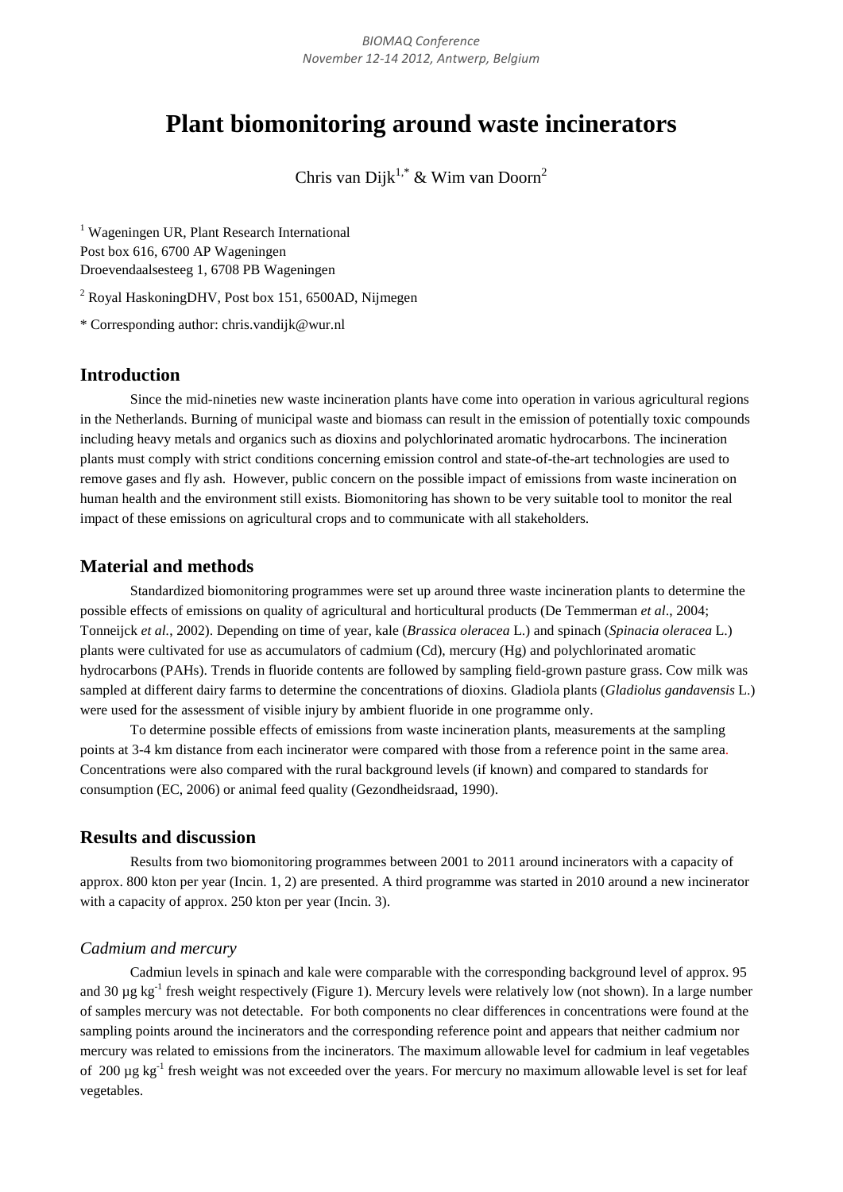# Plant biomonitoring around waste incinerators

Chris van Dijk[1,*] & Wim van Doorn[2]

[1] Wageningen UR, Plant Research International
Post box 616, 6700 AP Wageningen
Droevendaalsesteeg 1, 6708 PB Wageningen

[2] Royal HaskoningDHV, Post box 151, 6500AD, Nijmegen

* Corresponding author: chris.vandijk@wur.nl

## Introduction

Since the mid-nineties new waste incineration plants have come into operation in various agricultural regions in the Netherlands. Burning of municipal waste and biomass can result in the emission of potentially toxic compounds including heavy metals and organics such as dioxins and polychlorinated aromatic hydrocarbons. The incineration plants must comply with strict conditions concerning emission control and state-of-the-art technologies are used to remove gases and fly ash. However, public concern on the possible impact of emissions from waste incineration on human health and the environment still exists. Biomonitoring has shown to be very suitable tool to monitor the real impact of these emissions on agricultural crops and to communicate with all stakeholders.

## Material and methods

Standardized biomonitoring programmes were set up around three waste incineration plants to determine the possible effects of emissions on quality of agricultural and horticultural products (De Temmerman *et al*., 2004; Tonneijck *et al.*, 2002). Depending on time of year, kale (*Brassica oleracea* L.) and spinach (*Spinacia oleracea* L.) plants were cultivated for use as accumulators of cadmium (Cd), mercury (Hg) and polychlorinated aromatic hydrocarbons (PAHs). Trends in fluoride contents are followed by sampling field-grown pasture grass. Cow milk was sampled at different dairy farms to determine the concentrations of dioxins. Gladiola plants (*Gladiolus gandavensis* L.) were used for the assessment of visible injury by ambient fluoride in one programme only.

To determine possible effects of emissions from waste incineration plants, measurements at the sampling points at 3-4 km distance from each incinerator were compared with those from a reference point in the same area. Concentrations were also compared with the rural background levels (if known) and compared to standards for consumption (EC, 2006) or animal feed quality (Gezondheidsraad, 1990).

## Results and discussion

Results from two biomonitoring programmes between 2001 to 2011 around incinerators with a capacity of approx. 800 kton per year (Incin. 1, 2) are presented. A third programme was started in 2010 around a new incinerator with a capacity of approx. 250 kton per year (Incin. 3).

### *Cadmium and mercury*

Cadmiun levels in spinach and kale were comparable with the corresponding background level of approx. 95 and 30 µg $kg^{-1}$ fresh weight respectively (Figure 1). Mercury levels were relatively low (not shown). In a large number of samples mercury was not detectable. For both components no clear differences in concentrations were found at the sampling points around the incinerators and the corresponding reference point and appears that neither cadmium nor mercury was related to emissions from the incinerators. The maximum allowable level for cadmium in leaf vegetables of 200 µg $kg^{-1}$ fresh weight was not exceeded over the years. For mercury no maximum allowable level is set for leaf vegetables.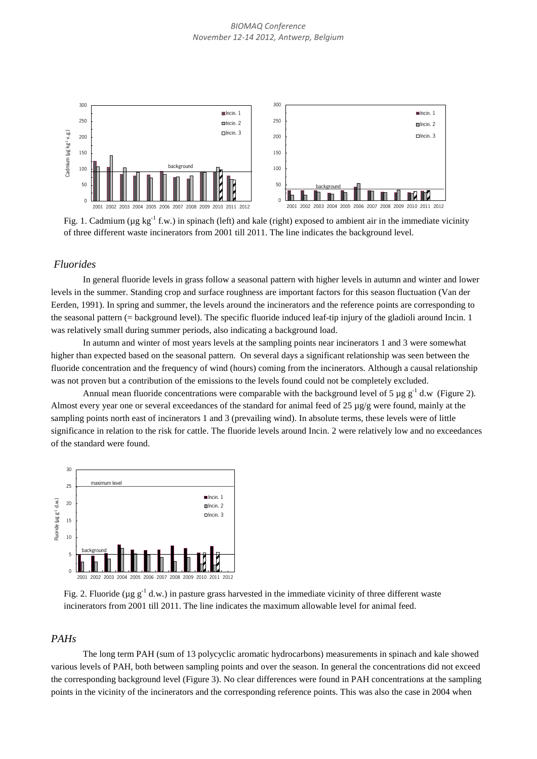Fig. 1. Cadmium (µg kg$^{-1}$ f.w.) in spinach (left) and kale (right) exposed to ambient air in the immediate vicinity of three different waste incinerators from 2001 till 2011. The line indicates the background level.

### *Fluorides*

In general fluoride levels in grass follow a seasonal pattern with higher levels in autumn and winter and lower levels in the summer. Standing crop and surface roughness are important factors for this season fluctuation (Van der Eerden, 1991). In spring and summer, the levels around the incinerators and the reference points are corresponding to the seasonal pattern (= background level). The specific fluoride induced leaf-tip injury of the gladioli around Incin. 1 was relatively small during summer periods, also indicating a background load.

In autumn and winter of most years levels at the sampling points near incinerators 1 and 3 were somewhat higher than expected based on the seasonal pattern. On several days a significant relationship was seen between the fluoride concentration and the frequency of wind (hours) coming from the incinerators. Although a causal relationship was not proven but a contribution of the emissions to the levels found could not be completely excluded.

Annual mean fluoride concentrations were comparable with the background level of 5 µg g$^{-1}$ d.w (Figure 2). Almost every year one or several exceedances of the standard for animal feed of 25 µg/g were found, mainly at the sampling points north east of incinerators 1 and 3 (prevailing wind). In absolute terms, these levels were of little significance in relation to the risk for cattle. The fluoride levels around Incin. 2 were relatively low and no exceedances of the standard were found.

Fig. 2. Fluoride (µg g$^{-1}$ d.w.) in pasture grass harvested in the immediate vicinity of three different waste incinerators from 2001 till 2011. The line indicates the maximum allowable level for animal feed.

### *PAHs*

The long term PAH (sum of 13 polycyclic aromatic hydrocarbons) measurements in spinach and kale showed various levels of PAH, both between sampling points and over the season. In general the concentrations did not exceed the corresponding background level (Figure 3). No clear differences were found in PAH concentrations at the sampling points in the vicinity of the incinerators and the corresponding reference points. This was also the case in 2004 when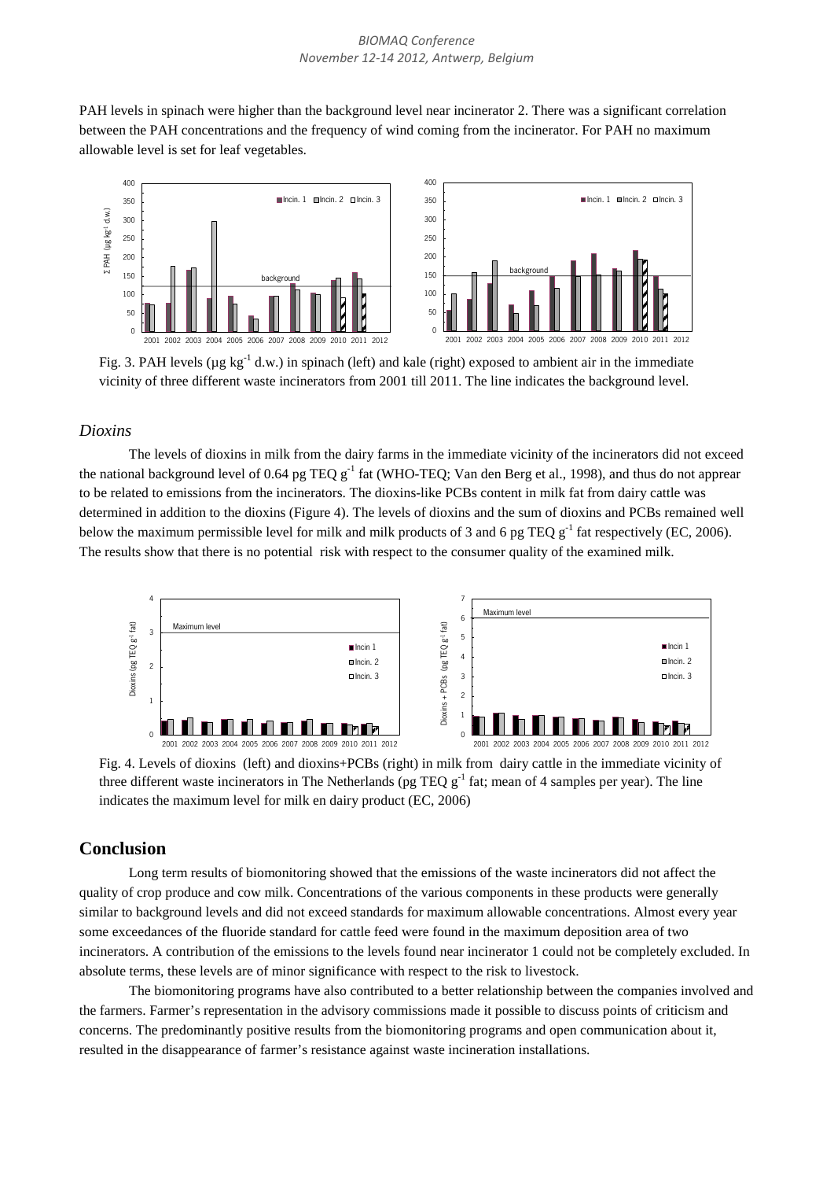PAH levels in spinach were higher than the background level near incinerator 2. There was a significant correlation between the PAH concentrations and the frequency of wind coming from the incinerator. For PAH no maximum allowable level is set for leaf vegetables.

Fig. 3. PAH levels (µg kg$^{-1}$ d.w.) in spinach (left) and kale (right) exposed to ambient air in the immediate vicinity of three different waste incinerators from 2001 till 2011. The line indicates the background level.

### *Dioxins*

The levels of dioxins in milk from the dairy farms in the immediate vicinity of the incinerators did not exceed the national background level of 0.64 pg TEQ g$^{-1}$ fat (WHO-TEQ; Van den Berg et al., 1998), and thus do not apprear to be related to emissions from the incinerators. The dioxins-like PCBs content in milk fat from dairy cattle was determined in addition to the dioxins (Figure 4). The levels of dioxins and the sum of dioxins and PCBs remained well below the maximum permissible level for milk and milk products of 3 and 6 pg TEQ g$^{-1}$ fat respectively (EC, 2006). The results show that there is no potential risk with respect to the consumer quality of the examined milk.

Fig. 4. Levels of dioxins (left) and dioxins+PCBs (right) in milk from dairy cattle in the immediate vicinity of three different waste incinerators in The Netherlands (pg TEQ g$^{-1}$ fat; mean of 4 samples per year). The line indicates the maximum level for milk en dairy product (EC, 2006)

## Conclusion

Long term results of biomonitoring showed that the emissions of the waste incinerators did not affect the quality of crop produce and cow milk. Concentrations of the various components in these products were generally similar to background levels and did not exceed standards for maximum allowable concentrations. Almost every year some exceedances of the fluoride standard for cattle feed were found in the maximum deposition area of two incinerators. A contribution of the emissions to the levels found near incinerator 1 could not be completely excluded. In absolute terms, these levels are of minor significance with respect to the risk to livestock.

The biomonitoring programs have also contributed to a better relationship between the companies involved and the farmers. Farmer's representation in the advisory commissions made it possible to discuss points of criticism and concerns. The predominantly positive results from the biomonitoring programs and open communication about it, resulted in the disappearance of farmer's resistance against waste incineration installations.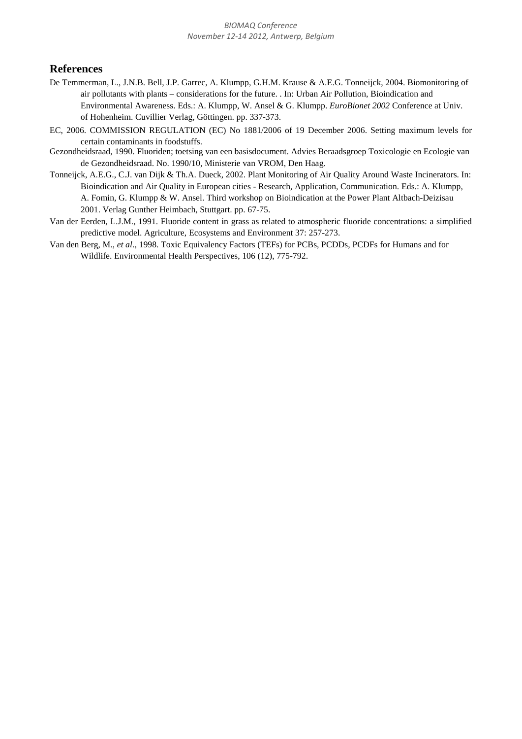## References

De Temmerman, L., J.N.B. Bell, J.P. Garrec, A. Klumpp, G.H.M. Krause & A.E.G. Tonneijck, 2004. Biomonitoring of air pollutants with plants – considerations for the future. . In: Urban Air Pollution, Bioindication and Environmental Awareness. Eds.: A. Klumpp, W. Ansel & G. Klumpp. *EuroBionet 2002* Conference at Univ. of Hohenheim. Cuvillier Verlag, Göttingen. pp. 337-373.

EC, 2006. COMMISSION REGULATION (EC) No 1881/2006 of 19 December 2006. Setting maximum levels for certain contaminants in foodstuffs.

Gezondheidsraad, 1990. Fluoriden; toetsing van een basisdocument. Advies Beraadsgroep Toxicologie en Ecologie van de Gezondheidsraad. No. 1990/10, Ministerie van VROM, Den Haag.

Tonneijck, A.E.G., C.J. van Dijk & Th.A. Dueck, 2002. Plant Monitoring of Air Quality Around Waste Incinerators. In: Bioindication and Air Quality in European cities - Research, Application, Communication. Eds.: A. Klumpp, A. Fomin, G. Klumpp & W. Ansel. Third workshop on Bioindication at the Power Plant Altbach-Deizisau 2001. Verlag Gunther Heimbach, Stuttgart. pp. 67-75.

Van der Eerden, L.J.M., 1991. Fluoride content in grass as related to atmospheric fluoride concentrations: a simplified predictive model. Agriculture, Ecosystems and Environment 37: 257-273.

Van den Berg, M., *et al*., 1998. Toxic Equivalency Factors (TEFs) for PCBs, PCDDs, PCDFs for Humans and for Wildlife. Environmental Health Perspectives, 106 (12), 775-792.